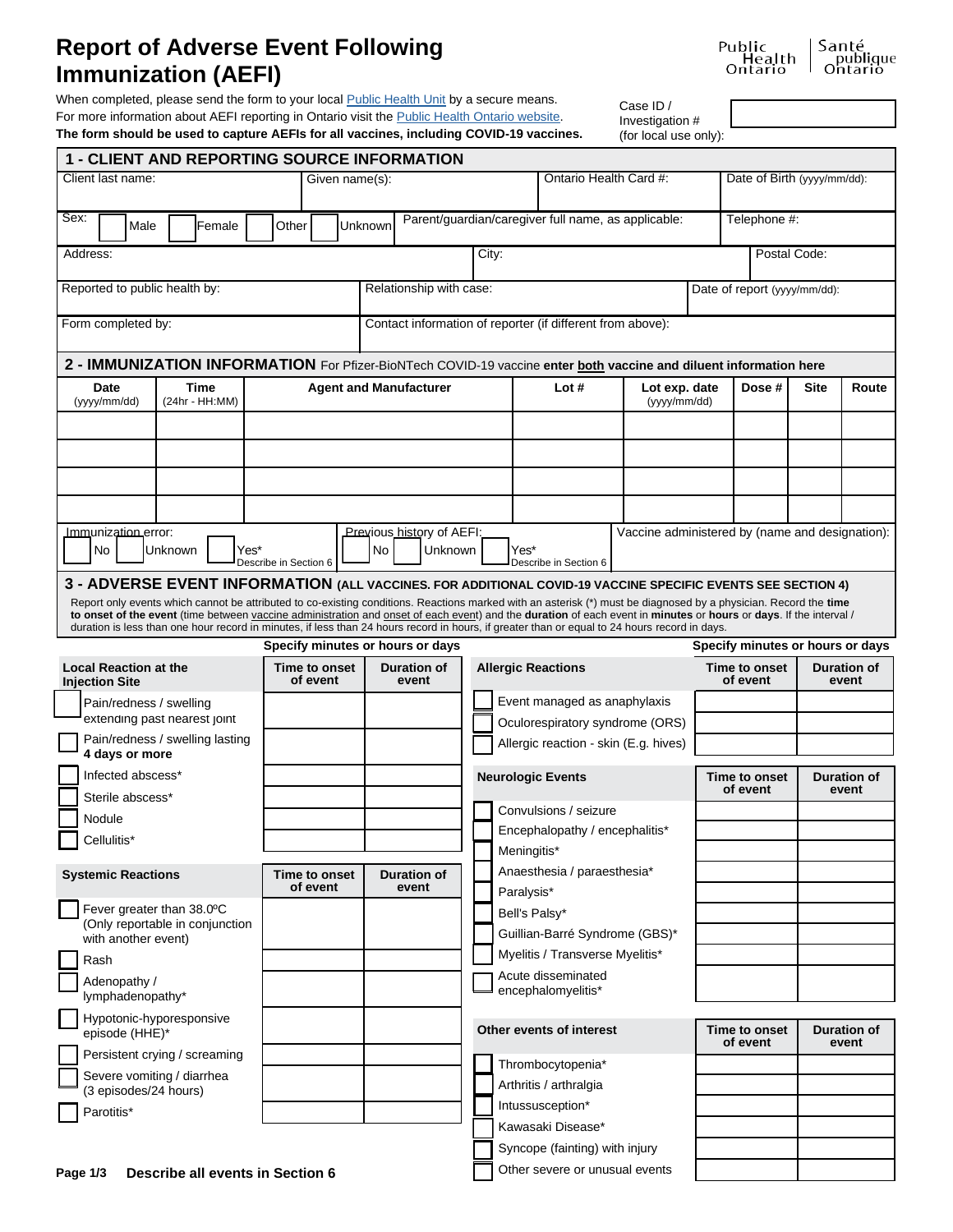# Report of Adverse Event Following Immunization (AEFI)

Public Health Ontario | Santé publique Ontario

When completed, please send the form to your local Public Health Unit by a secure means.
For more information about AEFI reporting in Ontario visit the Public Health Ontario website.
**The form should be used to capture AEFIs for all vaccines, including COVID-19 vaccines.**

Case ID / Investigation # (for local use only):

## 1 - CLIENT AND REPORTING SOURCE INFORMATION

| Client last name: | Given name(s): | Ontario Health Card #: | Date of Birth (yyyy/mm/dd): |
|---|---|---|---|
| | | | |

| Sex: ☐ Male ☐ Female ☐ Other ☐ Unknown | Parent/guardian/caregiver full name, as applicable: | Telephone #: |
|---|---|---|
| | | |

| Address: | City: | Postal Code: |
|---|---|---|
| | | |

| Reported to public health by: | Relationship with case: | Date of report (yyyy/mm/dd): |
|---|---|---|
| | | |

| Form completed by: | Contact information of reporter (if different from above): |
|---|---|
| | |

## 2 - IMMUNIZATION INFORMATION

For Pfizer-BioNTech COVID-19 vaccine **enter both vaccine and diluent information here**

| Date (yyyy/mm/dd) | Time (24hr - HH:MM) | Agent and Manufacturer | Lot # | Lot exp. date (yyyy/mm/dd) | Dose # | Site | Route |
|---|---|---|---|---|---|---|---|
| | | | | | | | |
| | | | | | | | |
| | | | | | | | |
| | | | | | | | |

| Immunization error: ☐ No ☐ Unknown ☐ Yes* (Describe in Section 6) | Previous history of AEFI: ☐ No ☐ Unknown ☐ Yes* (Describe in Section 6) | Vaccine administered by (name and designation): |
|---|---|---|
| | | |

## 3 - ADVERSE EVENT INFORMATION (ALL VACCINES. FOR ADDITIONAL COVID-19 VACCINE SPECIFIC EVENTS SEE SECTION 4)

Report only events which cannot be attributed to co-existing conditions. Reactions marked with an asterisk (*) must be diagnosed by a physician. Record the **time to onset of the event** (time between vaccine administration and onset of each event) and the **duration** of each event in **minutes** or **hours** or **days**. If the interval / duration is less than one hour record in minutes, if less than 24 hours record in hours, if greater than or equal to 24 hours record in days.

**Specify minutes or hours or days**

| Local Reaction at the Injection Site | Time to onset of event | Duration of event |
|---|---|---|
| ☐ Pain/redness / swelling extending past nearest joint | | |
| ☐ Pain/redness / swelling lasting **4 days or more** | | |
| ☐ Infected abscess* | | |
| ☐ Sterile abscess* | | |
| ☐ Nodule | | |
| ☐ Cellulitis* | | |

| Systemic Reactions | Time to onset of event | Duration of event |
|---|---|---|
| ☐ Fever greater than 38.0ºC (Only reportable in conjunction with another event) | | |
| ☐ Rash | | |
| ☐ Adenopathy / lymphadenopathy* | | |
| ☐ Hypotonic-hyporesponsive episode (HHE)* | | |
| ☐ Persistent crying / screaming | | |
| ☐ Severe vomiting / diarrhea (3 episodes/24 hours) | | |
| ☐ Parotitis* | | |

**Specify minutes or hours or days**

| Allergic Reactions | Time to onset of event | Duration of event |
|---|---|---|
| ☐ Event managed as anaphylaxis | | |
| ☐ Oculorespiratory syndrome (ORS) | | |
| ☐ Allergic reaction - skin (E.g. hives) | | |

| Neurologic Events | Time to onset of event | Duration of event |
|---|---|---|
| ☐ Convulsions / seizure | | |
| ☐ Encephalopathy / encephalitis* | | |
| ☐ Meningitis* | | |
| ☐ Anaesthesia / paraesthesia* | | |
| ☐ Paralysis* | | |
| ☐ Bell's Palsy* | | |
| ☐ Guillian-Barré Syndrome (GBS)* | | |
| ☐ Myelitis / Transverse Myelitis* | | |
| ☐ Acute disseminated encephalomyelitis* | | |

| Other events of interest | Time to onset of event | Duration of event |
|---|---|---|
| ☐ Thrombocytopenia* | | |
| ☐ Arthritis / arthralgia | | |
| ☐ Intussusception* | | |
| ☐ Kawasaki Disease* | | |
| ☐ Syncope (fainting) with injury | | |
| ☐ Other severe or unusual events | | |

**Describe all events in Section 6**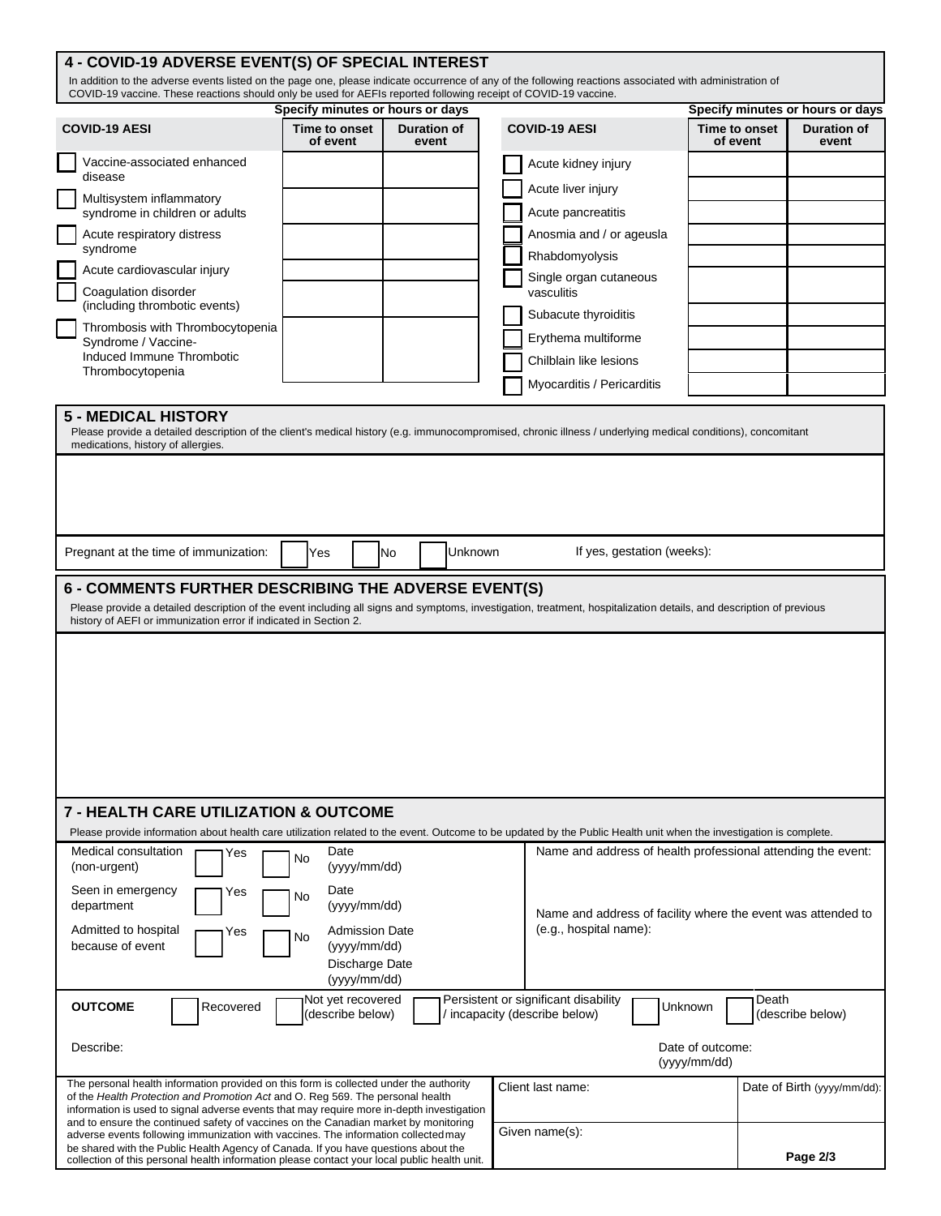## 4 - COVID-19 ADVERSE EVENT(S) OF SPECIAL INTEREST

In addition to the adverse events listed on the page one, please indicate occurrence of any of the following reactions associated with administration of COVID-19 vaccine. These reactions should only be used for AEFIs reported following receipt of COVID-19 vaccine.

Specify minutes or hours or days

| COVID-19 AESI | Time to onset of event | Duration of event |
|---|---|---|
| ☐ Vaccine-associated enhanced disease | | |
| ☐ Multisystem inflammatory syndrome in children or adults | | |
| ☐ Acute respiratory distress syndrome | | |
| ☐ Acute cardiovascular injury | | |
| ☐ Coagulation disorder (including thrombotic events) | | |
| ☐ Thrombosis with Thrombocytopenia Syndrome / Vaccine-Induced Immune Thrombotic Thrombocytopenia | | |
| ☐ Acute kidney injury | | |
| ☐ Acute liver injury | | |
| ☐ Acute pancreatitis | | |
| ☐ Anosmia and / or ageusla | | |
| ☐ Rhabdomyolysis | | |
| ☐ Single organ cutaneous vasculitis | | |
| ☐ Subacute thyroiditis | | |
| ☐ Erythema multiforme | | |
| ☐ Chilblain like lesions | | |
| ☐ Myocarditis / Pericarditis | | |

## 5 - MEDICAL HISTORY

Please provide a detailed description of the client's medical history (e.g. immunocompromised, chronic illness / underlying medical conditions), concomitant medications, history of allergies.

Pregnant at the time of immunization: ☐ Yes ☐ No ☐ Unknown    If yes, gestation (weeks):

## 6 - COMMENTS FURTHER DESCRIBING THE ADVERSE EVENT(S)

Please provide a detailed description of the event including all signs and symptoms, investigation, treatment, hospitalization details, and description of previous history of AEFI or immunization error if indicated in Section 2.

## 7 - HEALTH CARE UTILIZATION & OUTCOME

Please provide information about health care utilization related to the event. Outcome to be updated by the Public Health unit when the investigation is complete.

Medical consultation (non-urgent) ☐ Yes ☐ No  Date (yyyy/mm/dd)

Seen in emergency department ☐ Yes ☐ No  Date (yyyy/mm/dd)

Admitted to hospital because of event ☐ Yes ☐ No  Admission Date (yyyy/mm/dd)  Discharge Date (yyyy/mm/dd)

Name and address of health professional attending the event:

Name and address of facility where the event was attended to (e.g., hospital name):

**OUTCOME** ☐ Recovered ☐ Not yet recovered (describe below) ☐ Persistent or significant disability / incapacity (describe below) ☐ Unknown ☐ Death (describe below)

Describe:

Date of outcome: (yyyy/mm/dd)

The personal health information provided on this form is collected under the authority of the *Health Protection and Promotion Act* and O. Reg 569. The personal health information is used to signal adverse events that may require more in-depth investigation and to ensure the continued safety of vaccines on the Canadian market by monitoring adverse events following immunization with vaccines. The information collected may be shared with the Public Health Agency of Canada. If you have questions about the collection of this personal health information please contact your local public health unit.

Client last name:

Given name(s):

Date of Birth (yyyy/mm/dd):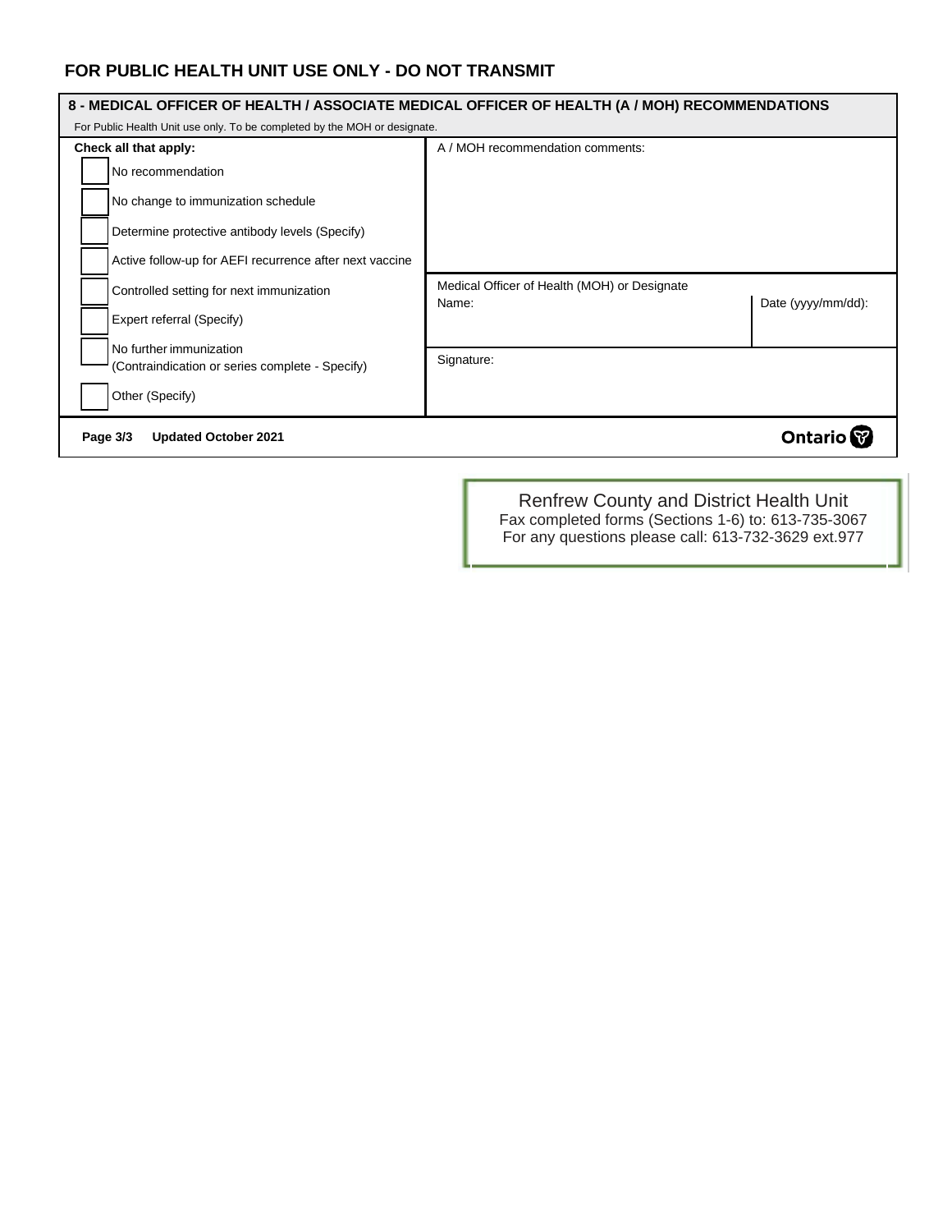## FOR PUBLIC HEALTH UNIT USE ONLY - DO NOT TRANSMIT

### 8 - MEDICAL OFFICER OF HEALTH / ASSOCIATE MEDICAL OFFICER OF HEALTH (A / MOH) RECOMMENDATIONS

For Public Health Unit use only. To be completed by the MOH or designate.

**Check all that apply:**

- [ ] No recommendation
- [ ] No change to immunization schedule
- [ ] Determine protective antibody levels (Specify)
- [ ] Active follow-up for AEFI recurrence after next vaccine
- [ ] Controlled setting for next immunization
- [ ] Expert referral (Specify)
- [ ] No further immunization (Contraindication or series complete - Specify)
- [ ] Other (Specify)

A / MOH recommendation comments:

| Medical Officer of Health (MOH) or Designate Name: | Date (yyyy/mm/dd): |
|---|---|
| Signature: | |

**Updated October 2021**

Ontario

Renfrew County and District Health Unit
Fax completed forms (Sections 1-6) to: 613-735-3067
For any questions please call: 613-732-3629 ext.977